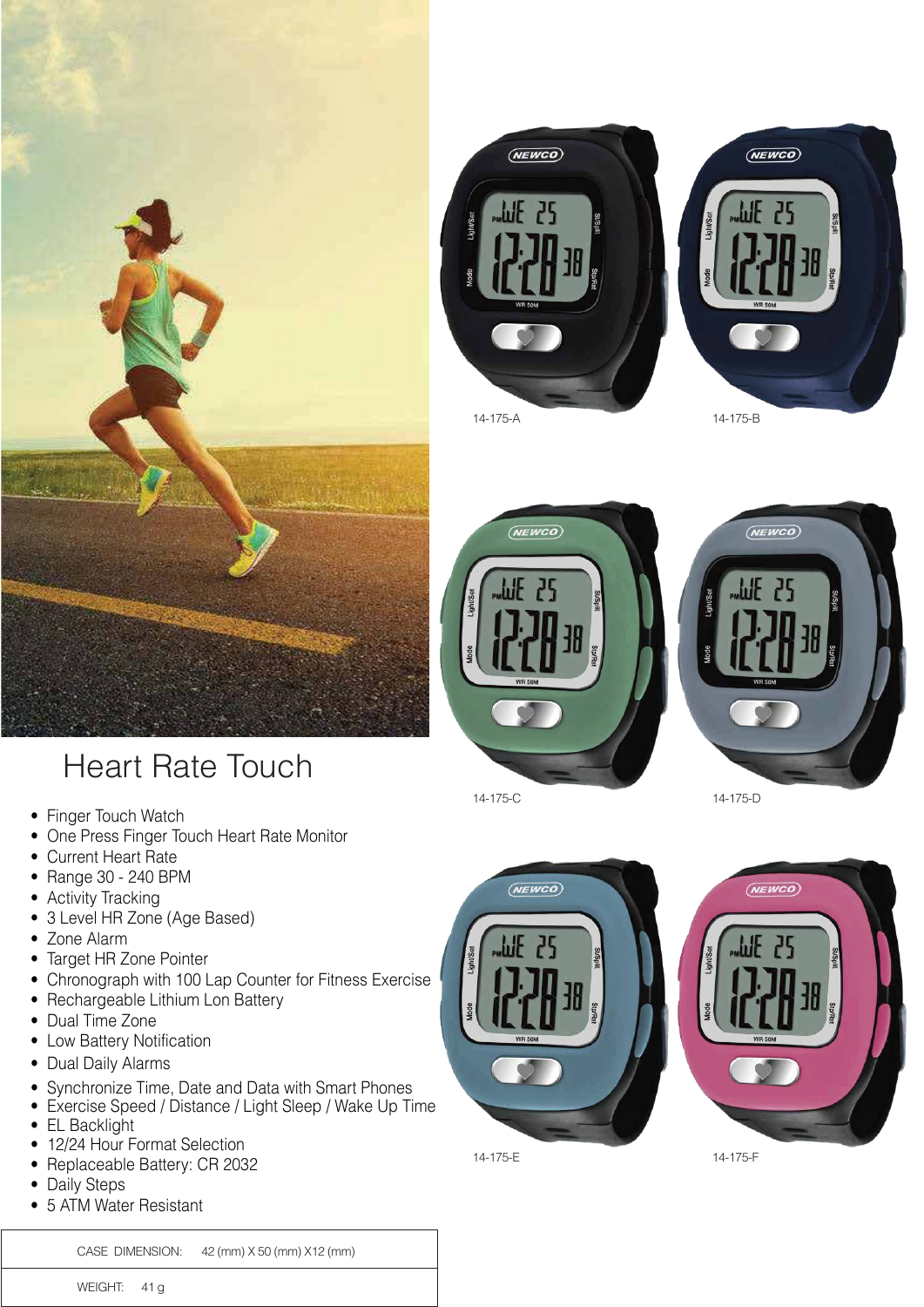# Heart Rate Touch

- Finger Touch Watch
- One Press Finger Touch Heart Rate Monitor
- Current Heart Rate
- Range 30 - 240 BPM
- Activity Tracking
- 3 Level HR Zone (Age Based)
- Zone Alarm
- Target HR Zone Pointer
- Chronograph with 100 Lap Counter for Fitness Exercise
- Rechargeable Lithium Lon Battery
- Dual Time Zone
- Low Battery Notification
- Dual Daily Alarms
- Synchronize Time, Date and Data with Smart Phones
- Exercise Speed / Distance / Light Sleep / Wake Up Time
- EL Backlight
- 12/24 Hour Format Selection
- Replaceable Battery: CR 2032
- Daily Steps
- 5 ATM Water Resistant

| CASE DIMENSION: | 42 (mm) X 50 (mm) X12 (mm) |
|---|---|
| WEIGHT: | 41 g |

14-175-A

14-175-B

14-175-C

14-175-D

14-175-E

14-175-F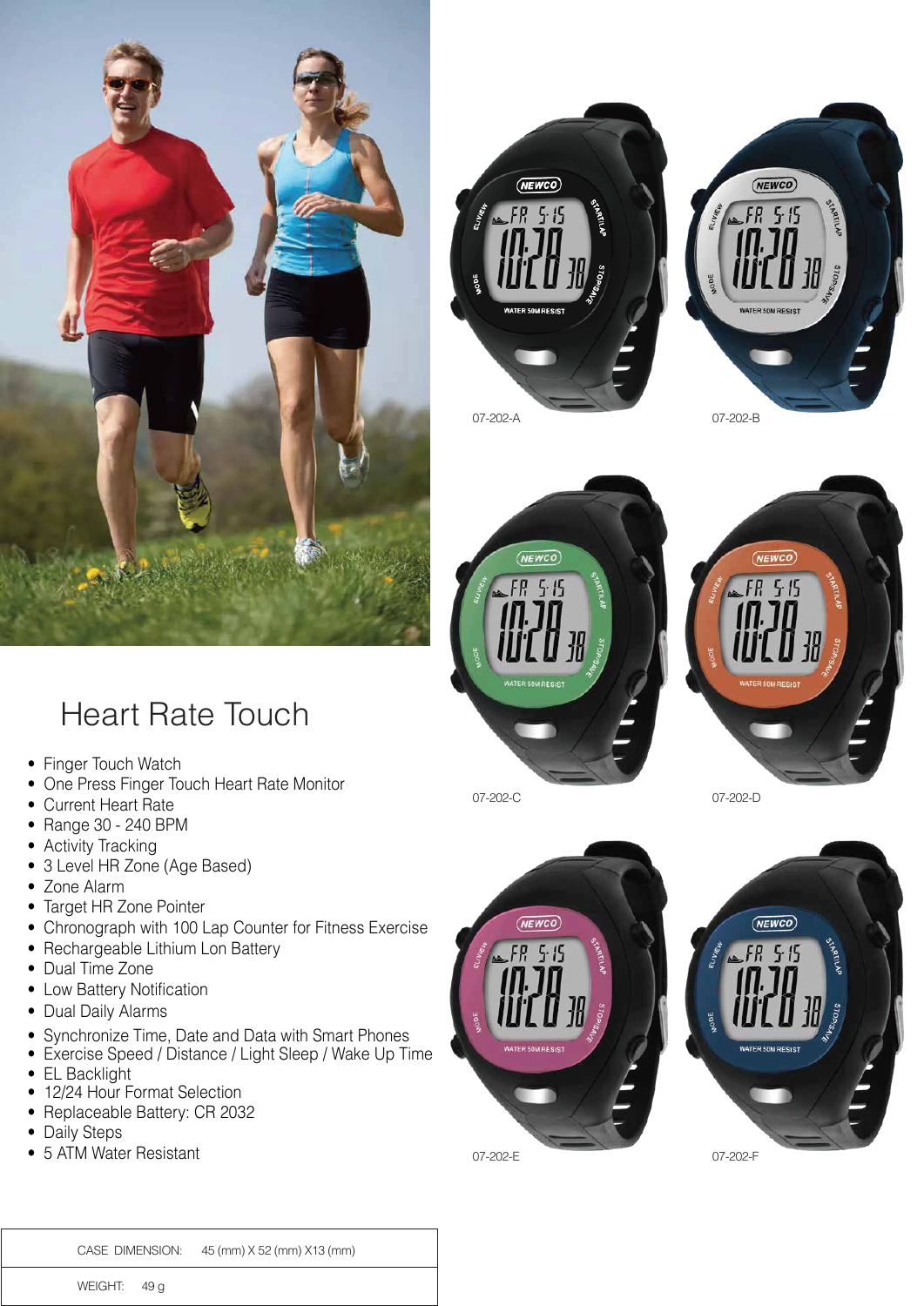07-202-A

07-202-B

07-202-C

07-202-D

07-202-E

07-202-F

# Heart Rate Touch

- Finger Touch Watch
- One Press Finger Touch Heart Rate Monitor
- Current Heart Rate
- Range 30 - 240 BPM
- Activity Tracking
- 3 Level HR Zone (Age Based)
- Zone Alarm
- Target HR Zone Pointer
- Chronograph with 100 Lap Counter for Fitness Exercise
- Rechargeable Lithium Lon Battery
- Dual Time Zone
- Low Battery Notification
- Dual Daily Alarms
- Synchronize Time, Date and Data with Smart Phones
- Exercise Speed / Distance / Light Sleep / Wake Up Time
- EL Backlight
- 12/24 Hour Format Selection
- Replaceable Battery: CR 2032
- Daily Steps
- 5 ATM Water Resistant

| | |
|---|---|
| CASE DIMENSION: | 45 (mm) X 52 (mm) X13 (mm) |
| WEIGHT: | 49 g |